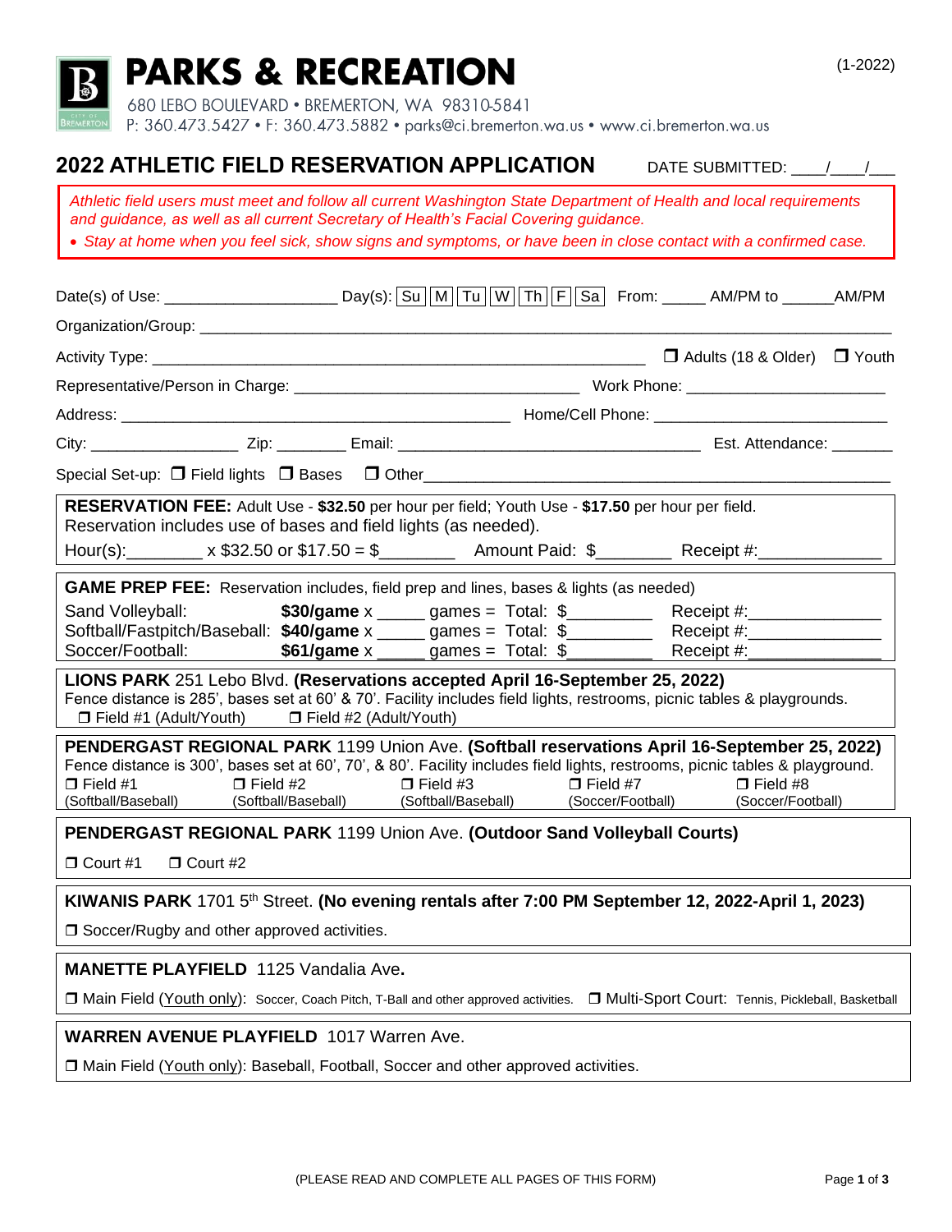# PARKS & RECREATION

680 LEBO BOULEVARD • BREMERTON, WA 98310-5841
P: 360.473.5427 • F: 360.473.5882 • parks@ci.bremerton.wa.us • www.ci.bremerton.wa.us

(1-2022)

## 2022 ATHLETIC FIELD RESERVATION APPLICATION

DATE SUBMITTED: ____/____/___

*Athletic field users must meet and follow all current Washington State Department of Health and local requirements and guidance, as well as all current Secretary of Health's Facial Covering guidance.*

- *Stay at home when you feel sick, show signs and symptoms, or have been in close contact with a confirmed case.*

Date(s) of Use: ___________________ Day(s): Su M Tu W Th F Sa From: _____ AM/PM to ______AM/PM

Organization/Group: ______________________________________________________________________

Activity Type: ____________________________________________________ ❒ Adults (18 & Older) ❒ Youth

Representative/Person in Charge: ________________________________ Work Phone: ______________________

Address: ___________________________________________ Home/Cell Phone: __________________________

City: ________________ Zip: ________ Email: _________________________________ Est. Attendance: _______

Special Set-up: ❒ Field lights ❒ Bases ❒ Other__________________________________________________

**RESERVATION FEE:** Adult Use - **$32.50** per hour per field; Youth Use - **$17.50** per hour per field.
Reservation includes use of bases and field lights (as needed).
Hour(s):________ x $32.50 or $17.50 = $________ Amount Paid: $________ Receipt #:_____________

**GAME PREP FEE:** Reservation includes, field prep and lines, bases & lights (as needed)

| | | | | |
|---|---|---|---|---|
| Sand Volleyball: | **$30/game** x _____ | games = | Total: $_________ | Receipt #:______________ |
| Softball/Fastpitch/Baseball: | **$40/game** x _____ | games = | Total: $_________ | Receipt #:______________ |
| Soccer/Football: | **$61/game** x _____ | games = | Total: $_________ | Receipt #:______________ |

**LIONS PARK** 251 Lebo Blvd. **(Reservations accepted April 16-September 25, 2022)**
Fence distance is 285', bases set at 60' & 70'. Facility includes field lights, restrooms, picnic tables & playgrounds.
❒ Field #1 (Adult/Youth) ❒ Field #2 (Adult/Youth)

**PENDERGAST REGIONAL PARK** 1199 Union Ave. **(Softball reservations April 16-September 25, 2022)**
Fence distance is 300', bases set at 60', 70', & 80'. Facility includes field lights, restrooms, picnic tables & playground.
❒ Field #1 (Softball/Baseball) ❒ Field #2 (Softball/Baseball) ❒ Field #3 (Softball/Baseball) ❒ Field #7 (Soccer/Football) ❒ Field #8 (Soccer/Football)

**PENDERGAST REGIONAL PARK** 1199 Union Ave. **(Outdoor Sand Volleyball Courts)**
❒ Court #1 ❒ Court #2

**KIWANIS PARK** 1701 5th Street. **(No evening rentals after 7:00 PM September 12, 2022-April 1, 2023)**
❒ Soccer/Rugby and other approved activities.

**MANETTE PLAYFIELD** 1125 Vandalia Ave**.**
❒ Main Field (Youth only): Soccer, Coach Pitch, T-Ball and other approved activities. ❒ Multi-Sport Court: Tennis, Pickleball, Basketball

**WARREN AVENUE PLAYFIELD** 1017 Warren Ave.
❒ Main Field (Youth only): Baseball, Football, Soccer and other approved activities.

(PLEASE READ AND COMPLETE ALL PAGES OF THIS FORM)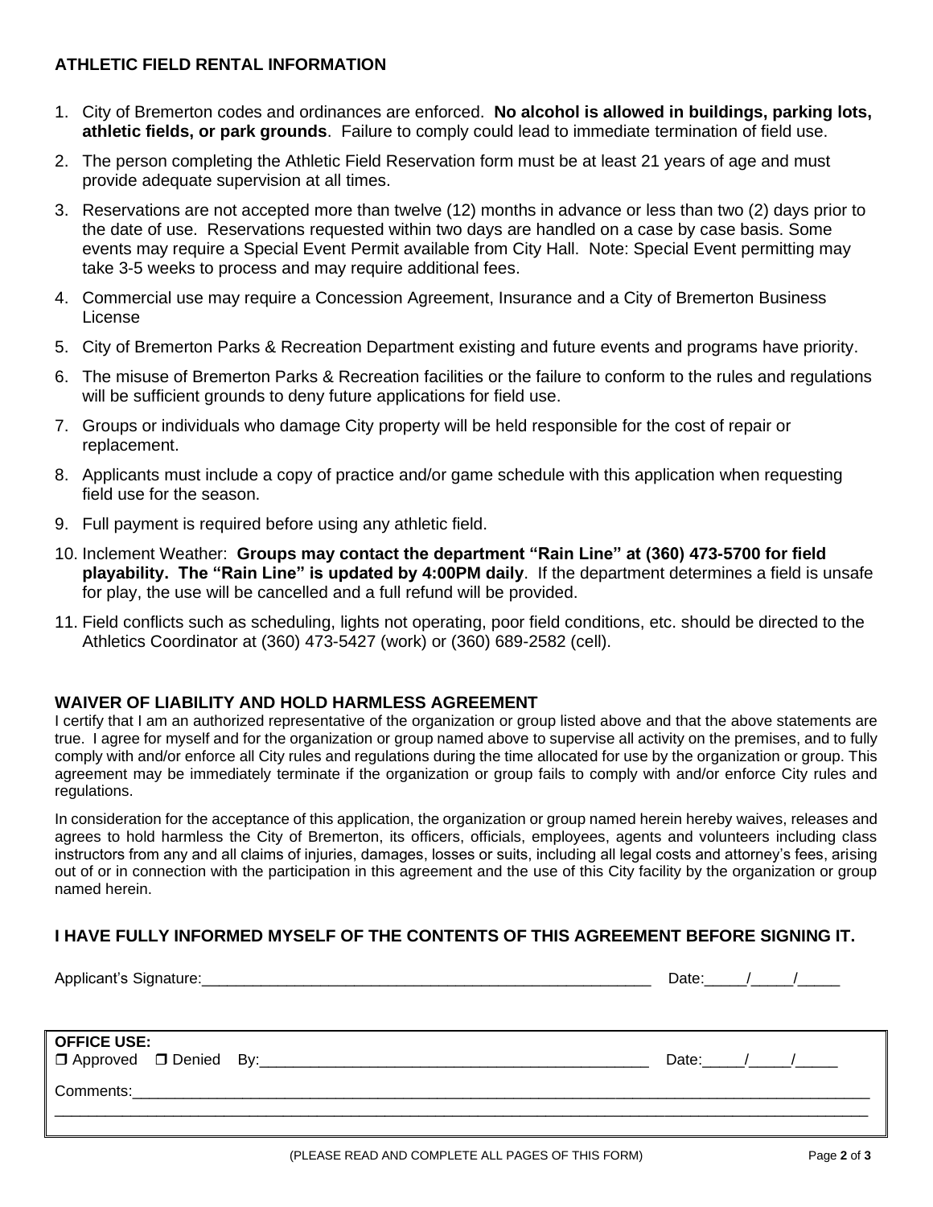## ATHLETIC FIELD RENTAL INFORMATION

1. City of Bremerton codes and ordinances are enforced. **No alcohol is allowed in buildings, parking lots, athletic fields, or park grounds**. Failure to comply could lead to immediate termination of field use.
2. The person completing the Athletic Field Reservation form must be at least 21 years of age and must provide adequate supervision at all times.
3. Reservations are not accepted more than twelve (12) months in advance or less than two (2) days prior to the date of use. Reservations requested within two days are handled on a case by case basis. Some events may require a Special Event Permit available from City Hall. Note: Special Event permitting may take 3-5 weeks to process and may require additional fees.
4. Commercial use may require a Concession Agreement, Insurance and a City of Bremerton Business License
5. City of Bremerton Parks & Recreation Department existing and future events and programs have priority.
6. The misuse of Bremerton Parks & Recreation facilities or the failure to conform to the rules and regulations will be sufficient grounds to deny future applications for field use.
7. Groups or individuals who damage City property will be held responsible for the cost of repair or replacement.
8. Applicants must include a copy of practice and/or game schedule with this application when requesting field use for the season.
9. Full payment is required before using any athletic field.
10. Inclement Weather: **Groups may contact the department "Rain Line" at (360) 473-5700 for field playability. The "Rain Line" is updated by 4:00PM daily**. If the department determines a field is unsafe for play, the use will be cancelled and a full refund will be provided.
11. Field conflicts such as scheduling, lights not operating, poor field conditions, etc. should be directed to the Athletics Coordinator at (360) 473-5427 (work) or (360) 689-2582 (cell).

### WAIVER OF LIABILITY AND HOLD HARMLESS AGREEMENT

I certify that I am an authorized representative of the organization or group listed above and that the above statements are true. I agree for myself and for the organization or group named above to supervise all activity on the premises, and to fully comply with and/or enforce all City rules and regulations during the time allocated for use by the organization or group. This agreement may be immediately terminate if the organization or group fails to comply with and/or enforce City rules and regulations.

In consideration for the acceptance of this application, the organization or group named herein hereby waives, releases and agrees to hold harmless the City of Bremerton, its officers, officials, employees, agents and volunteers including class instructors from any and all claims of injuries, damages, losses or suits, including all legal costs and attorney's fees, arising out of or in connection with the participation in this agreement and the use of this City facility by the organization or group named herein.

### I HAVE FULLY INFORMED MYSELF OF THE CONTENTS OF THIS AGREEMENT BEFORE SIGNING IT.

Applicant's Signature:\_\_\_\_\_\_\_\_\_\_\_\_\_\_\_\_\_\_\_\_\_\_\_\_\_\_\_\_\_\_\_\_\_\_\_\_\_\_\_\_\_\_\_\_\_\_\_\_\_\_ Date:\_\_\_\_\_/\_\_\_\_\_/\_\_\_\_\_

**OFFICE USE:**

❒ Approved ❒ Denied By:\_\_\_\_\_\_\_\_\_\_\_\_\_\_\_\_\_\_\_\_\_\_\_\_\_\_\_\_\_\_\_\_\_\_\_\_\_\_\_\_\_\_\_\_\_\_ Date:\_\_\_\_\_/\_\_\_\_\_/\_\_\_\_\_

Comments:\_\_\_\_\_\_\_\_\_\_\_\_\_\_\_\_\_\_\_\_\_\_\_\_\_\_\_\_\_\_\_\_\_\_\_\_\_\_\_\_\_\_\_\_\_\_\_\_\_\_\_\_\_\_\_\_\_\_\_\_\_\_\_\_\_\_\_\_\_\_\_\_\_\_

(PLEASE READ AND COMPLETE ALL PAGES OF THIS FORM)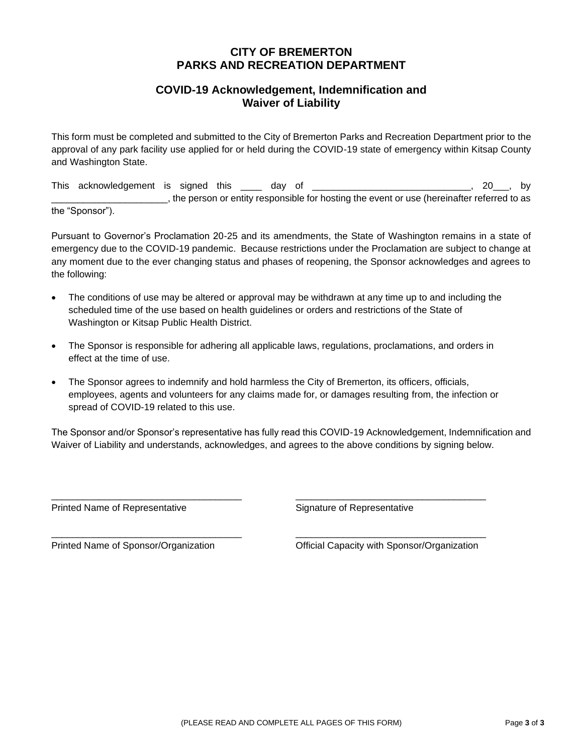# CITY OF BREMERTON
# PARKS AND RECREATION DEPARTMENT

## COVID-19 Acknowledgement, Indemnification and Waiver of Liability

This form must be completed and submitted to the City of Bremerton Parks and Recreation Department prior to the approval of any park facility use applied for or held during the COVID-19 state of emergency within Kitsap County and Washington State.

This acknowledgement is signed this ____ day of ______________________________, 20___, by ______________________, the person or entity responsible for hosting the event or use (hereinafter referred to as the "Sponsor").

Pursuant to Governor's Proclamation 20-25 and its amendments, the State of Washington remains in a state of emergency due to the COVID-19 pandemic. Because restrictions under the Proclamation are subject to change at any moment due to the ever changing status and phases of reopening, the Sponsor acknowledges and agrees to the following:

- The conditions of use may be altered or approval may be withdrawn at any time up to and including the scheduled time of the use based on health guidelines or orders and restrictions of the State of Washington or Kitsap Public Health District.
- The Sponsor is responsible for adhering all applicable laws, regulations, proclamations, and orders in effect at the time of use.
- The Sponsor agrees to indemnify and hold harmless the City of Bremerton, its officers, officials, employees, agents and volunteers for any claims made for, or damages resulting from, the infection or spread of COVID-19 related to this use.

The Sponsor and/or Sponsor's representative has fully read this COVID-19 Acknowledgement, Indemnification and Waiver of Liability and understands, acknowledges, and agrees to the above conditions by signing below.

____________________________________ ____________________________________
Printed Name of Representative Signature of Representative

____________________________________ ____________________________________
Printed Name of Sponsor/Organization Official Capacity with Sponsor/Organization

(PLEASE READ AND COMPLETE ALL PAGES OF THIS FORM)